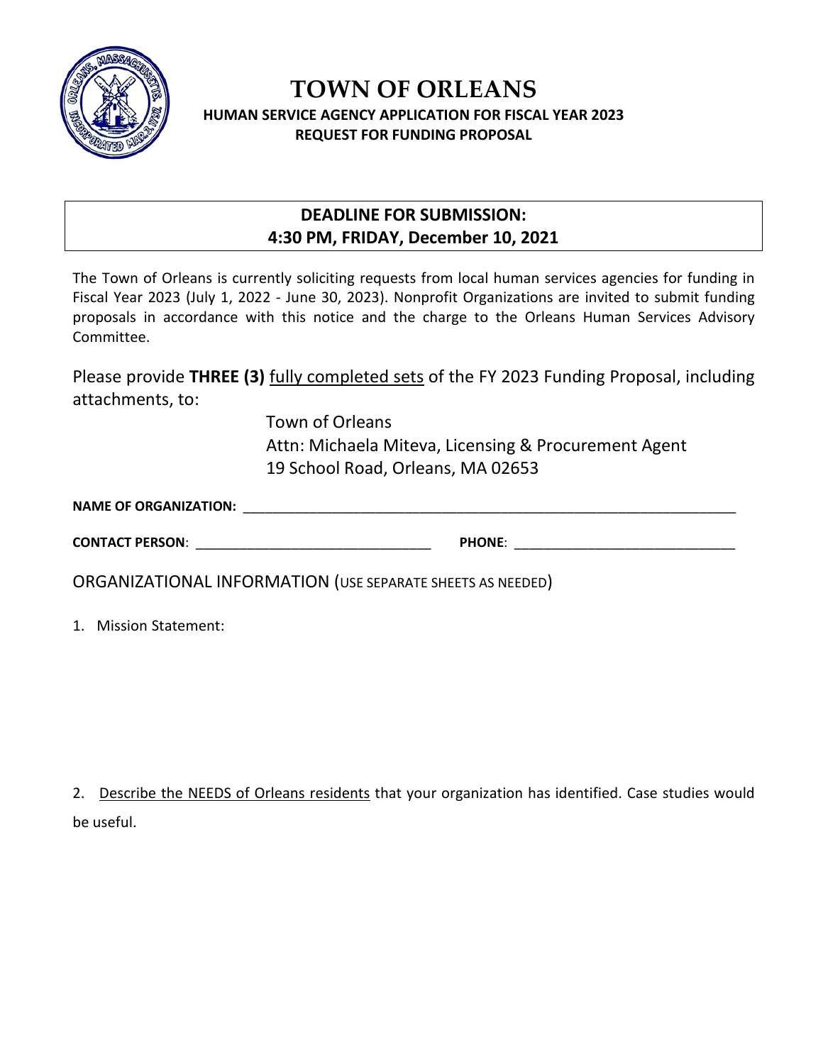# TOWN OF ORLEANS

## HUMAN SERVICE AGENCY APPLICATION FOR FISCAL YEAR 2023
## REQUEST FOR FUNDING PROPOSAL

**DEADLINE FOR SUBMISSION:**
**4:30 PM, FRIDAY, December 10, 2021**

The Town of Orleans is currently soliciting requests from local human services agencies for funding in Fiscal Year 2023 (July 1, 2022 - June 30, 2023). Nonprofit Organizations are invited to submit funding proposals in accordance with this notice and the charge to the Orleans Human Services Advisory Committee.

Please provide **THREE (3)** fully completed sets of the FY 2023 Funding Proposal, including attachments, to:

Town of Orleans
Attn: Michaela Miteva, Licensing & Procurement Agent
19 School Road, Orleans, MA 02653

**NAME OF ORGANIZATION:** ____________________________________________

**CONTACT PERSON**: ______________________________ **PHONE**: ______________________________

ORGANIZATIONAL INFORMATION (USE SEPARATE SHEETS AS NEEDED)

1. Mission Statement:

2. Describe the NEEDS of Orleans residents that your organization has identified. Case studies would be useful.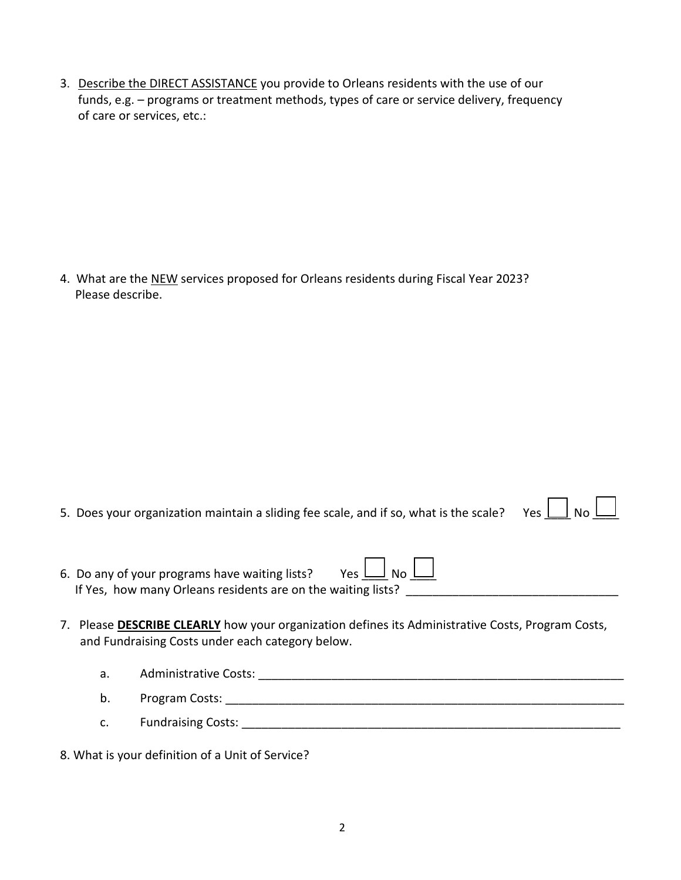3. <u>Describe the DIRECT ASSISTANCE</u> you provide to Orleans residents with the use of our funds, e.g. – programs or treatment methods, types of care or service delivery, frequency of care or services, etc.:

4. What are the <u>NEW</u> services proposed for Orleans residents during Fiscal Year 2023? Please describe.

5. Does your organization maintain a sliding fee scale, and if so, what is the scale? Yes ☐ No ☐

6. Do any of your programs have waiting lists? Yes ☐ No ☐
   If Yes, how many Orleans residents are on the waiting lists? ______________________________

7. Please **<u>DESCRIBE CLEARLY</u>** how your organization defines its Administrative Costs, Program Costs, and Fundraising Costs under each category below.

   a. Administrative Costs: ______________________________________________________

   b. Program Costs: __________________________________________________________

   c. Fundraising Costs: _______________________________________________________

8. What is your definition of a Unit of Service?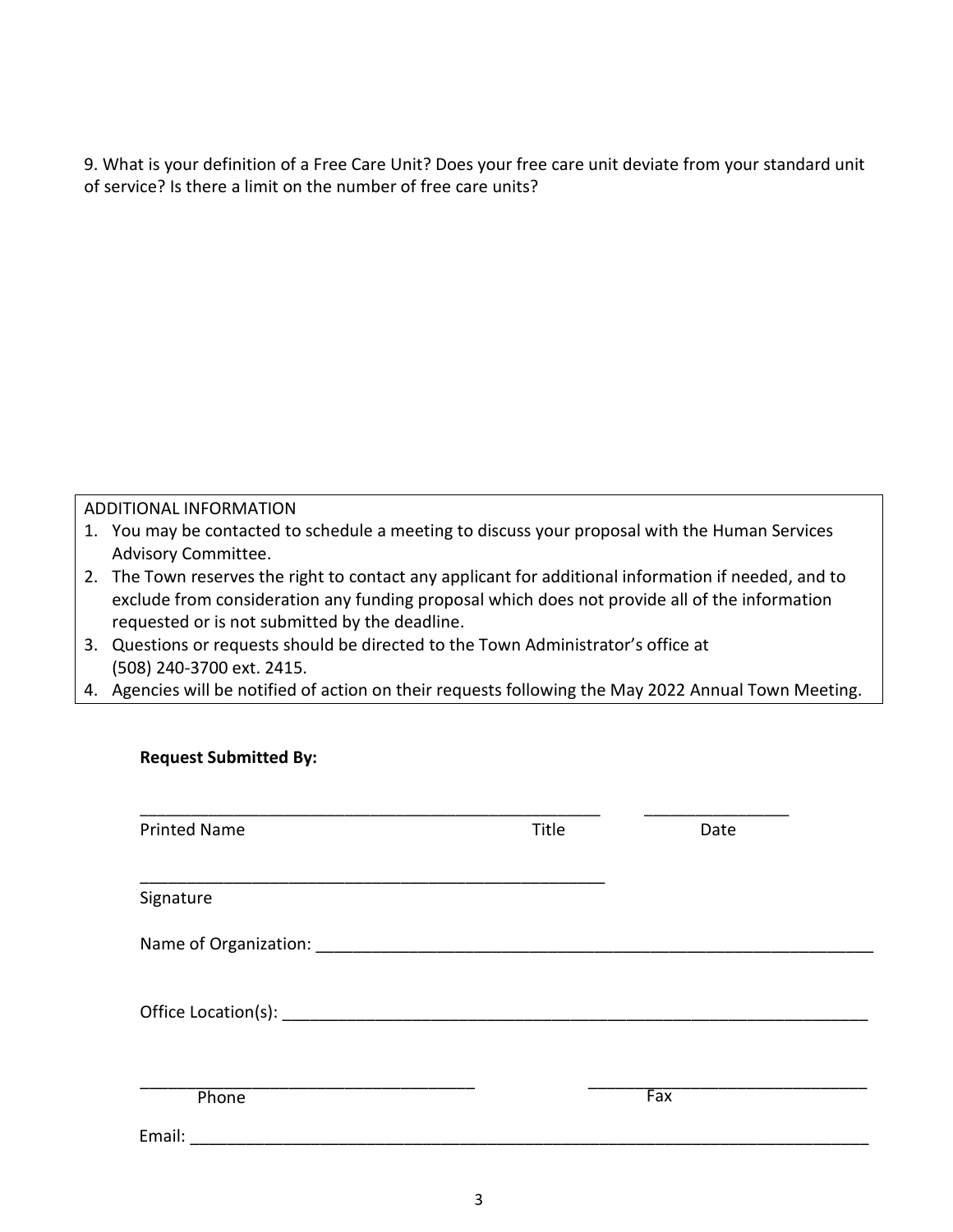9. What is your definition of a Free Care Unit? Does your free care unit deviate from your standard unit of service? Is there a limit on the number of free care units?

ADDITIONAL INFORMATION

1. You may be contacted to schedule a meeting to discuss your proposal with the Human Services Advisory Committee.
2. The Town reserves the right to contact any applicant for additional information if needed, and to exclude from consideration any funding proposal which does not provide all of the information requested or is not submitted by the deadline.
3. Questions or requests should be directed to the Town Administrator's office at (508) 240-3700 ext. 2415.
4. Agencies will be notified of action on their requests following the May 2022 Annual Town Meeting.

**Request Submitted By:**

_____________________________________________________ ________________

Printed Name Title Date

_____________________________________________________

Signature

Name of Organization: _______________________________________________________________

Office Location(s): __________________________________________________________________

_____________________________________ _________________________________

Phone Fax

Email: _____________________________________________________________________________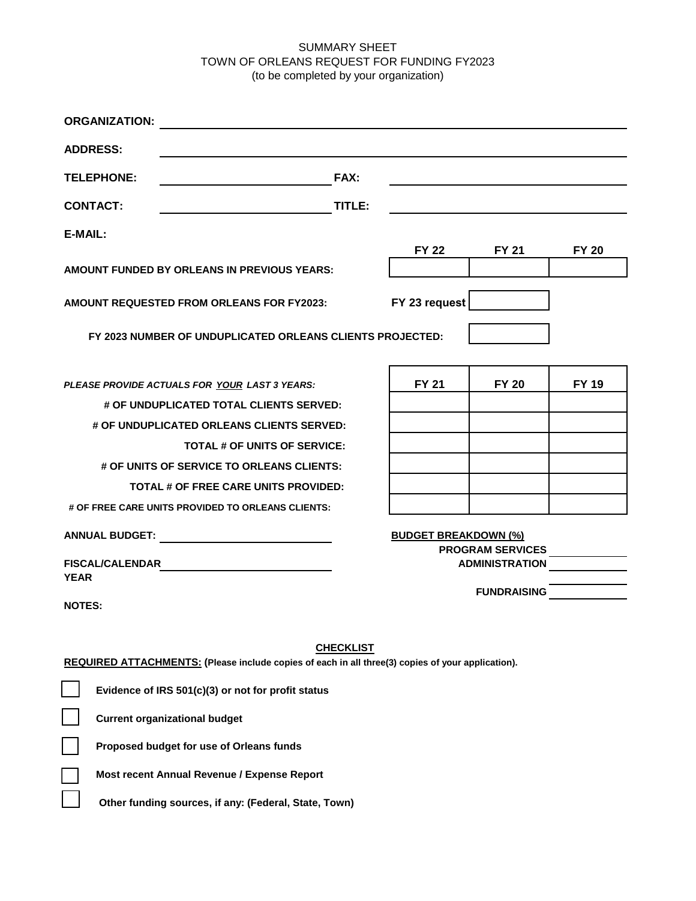SUMMARY SHEET
TOWN OF ORLEANS REQUEST FOR FUNDING FY2023
(to be completed by your organization)

**ORGANIZATION:** ______________________________

**ADDRESS:** ______________________________

**TELEPHONE:** ____________________ **FAX:** ____________________

**CONTACT:** ____________________ **TITLE:** ____________________

**E-MAIL:**

| | FY 22 | FY 21 | FY 20 |
|---|---|---|---|
| **AMOUNT FUNDED BY ORLEANS IN PREVIOUS YEARS:** | | | |

**AMOUNT REQUESTED FROM ORLEANS FOR FY2023:** **FY 23 request** ____________

**FY 2023 NUMBER OF UNDUPLICATED ORLEANS CLIENTS PROJECTED:** ____________

| ***PLEASE PROVIDE ACTUALS FOR YOUR LAST 3 YEARS:*** | FY 21 | FY 20 | FY 19 |
|---|---|---|---|
| **# OF UNDUPLICATED TOTAL CLIENTS SERVED:** | | | |
| **# OF UNDUPLICATED ORLEANS CLIENTS SERVED:** | | | |
| **TOTAL # OF UNITS OF SERVICE:** | | | |
| **# OF UNITS OF SERVICE TO ORLEANS CLIENTS:** | | | |
| **TOTAL # OF FREE CARE UNITS PROVIDED:** | | | |
| **# OF FREE CARE UNITS PROVIDED TO ORLEANS CLIENTS:** | | | |

**ANNUAL BUDGET:** ____________________

**FISCAL/CALENDAR YEAR** ____________________

**BUDGET BREAKDOWN (%)**

**PROGRAM SERVICES** ____________

**ADMINISTRATION** ____________

**FUNDRAISING** ____________

**NOTES:**

**CHECKLIST**

**REQUIRED ATTACHMENTS: (Please include copies of each in all three(3) copies of your application).**

- [ ] **Evidence of IRS 501(c)(3) or not for profit status**
- [ ] **Current organizational budget**
- [ ] **Proposed budget for use of Orleans funds**
- [ ] **Most recent Annual Revenue / Expense Report**
- [ ] **Other funding sources, if any: (Federal, State, Town)**